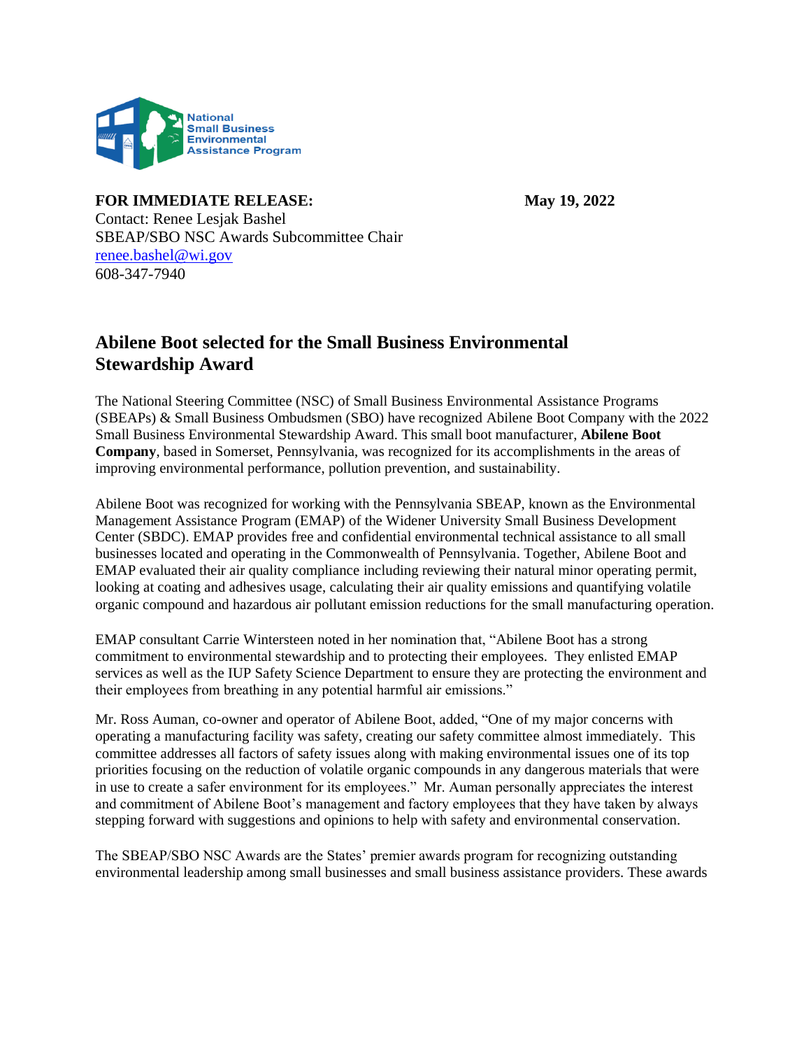National Small Business Environmental Assistance Program

**FOR IMMEDIATE RELEASE:** **May 19, 2022**

Contact: Renee Lesjak Bashel
SBEAP/SBO NSC Awards Subcommittee Chair
renee.bashel@wi.gov
608-347-7940

## Abilene Boot selected for the Small Business Environmental Stewardship Award

The National Steering Committee (NSC) of Small Business Environmental Assistance Programs (SBEAPs) & Small Business Ombudsmen (SBO) have recognized Abilene Boot Company with the 2022 Small Business Environmental Stewardship Award. This small boot manufacturer, **Abilene Boot Company**, based in Somerset, Pennsylvania, was recognized for its accomplishments in the areas of improving environmental performance, pollution prevention, and sustainability.

Abilene Boot was recognized for working with the Pennsylvania SBEAP, known as the Environmental Management Assistance Program (EMAP) of the Widener University Small Business Development Center (SBDC). EMAP provides free and confidential environmental technical assistance to all small businesses located and operating in the Commonwealth of Pennsylvania. Together, Abilene Boot and EMAP evaluated their air quality compliance including reviewing their natural minor operating permit, looking at coating and adhesives usage, calculating their air quality emissions and quantifying volatile organic compound and hazardous air pollutant emission reductions for the small manufacturing operation.

EMAP consultant Carrie Wintersteen noted in her nomination that, "Abilene Boot has a strong commitment to environmental stewardship and to protecting their employees. They enlisted EMAP services as well as the IUP Safety Science Department to ensure they are protecting the environment and their employees from breathing in any potential harmful air emissions."

Mr. Ross Auman, co-owner and operator of Abilene Boot, added, "One of my major concerns with operating a manufacturing facility was safety, creating our safety committee almost immediately. This committee addresses all factors of safety issues along with making environmental issues one of its top priorities focusing on the reduction of volatile organic compounds in any dangerous materials that were in use to create a safer environment for its employees." Mr. Auman personally appreciates the interest and commitment of Abilene Boot's management and factory employees that they have taken by always stepping forward with suggestions and opinions to help with safety and environmental conservation.

The SBEAP/SBO NSC Awards are the States' premier awards program for recognizing outstanding environmental leadership among small businesses and small business assistance providers. These awards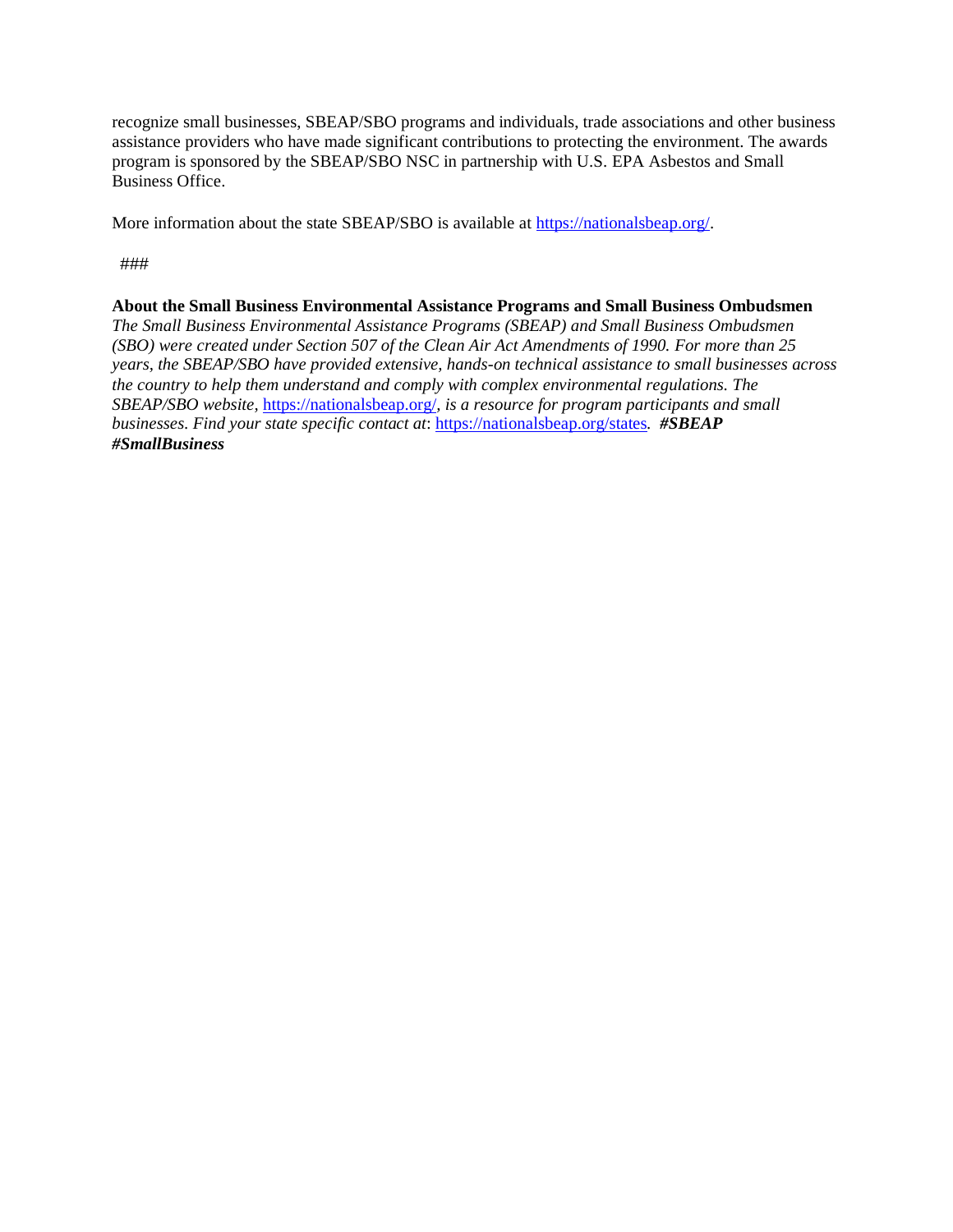recognize small businesses, SBEAP/SBO programs and individuals, trade associations and other business assistance providers who have made significant contributions to protecting the environment. The awards program is sponsored by the SBEAP/SBO NSC in partnership with U.S. EPA Asbestos and Small Business Office.

More information about the state SBEAP/SBO is available at https://nationalsbeap.org/.

###

**About the Small Business Environmental Assistance Programs and Small Business Ombudsmen**
*The Small Business Environmental Assistance Programs (SBEAP) and Small Business Ombudsmen (SBO) were created under Section 507 of the Clean Air Act Amendments of 1990. For more than 25 years, the SBEAP/SBO have provided extensive, hands-on technical assistance to small businesses across the country to help them understand and comply with complex environmental regulations. The SBEAP/SBO website,* https://nationalsbeap.org/, *is a resource for program participants and small businesses. Find your state specific contact at*: https://nationalsbeap.org/states. ***#SBEAP #SmallBusiness***